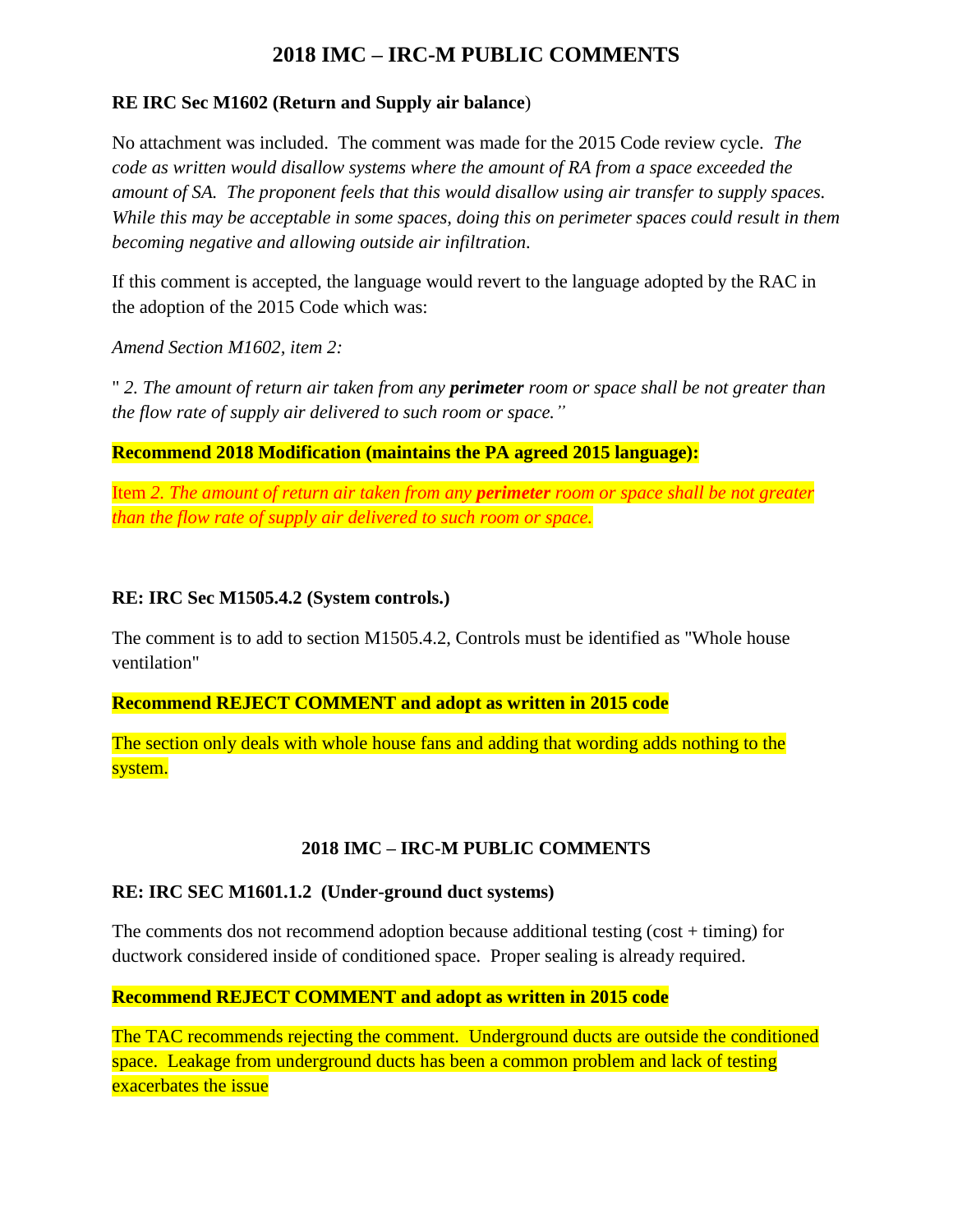# 2018 IMC – IRC-M PUBLIC COMMENTS

**RE IRC Sec M1602 (Return and Supply air balance**)

No attachment was included. The comment was made for the 2015 Code review cycle. *The code as written would disallow systems where the amount of RA from a space exceeded the amount of SA. The proponent feels that this would disallow using air transfer to supply spaces. While this may be acceptable in some spaces, doing this on perimeter spaces could result in them becoming negative and allowing outside air infiltration.*

If this comment is accepted, the language would revert to the language adopted by the RAC in the adoption of the 2015 Code which was:

*Amend Section M1602, item 2:*

" *2. The amount of return air taken from any* ***perimeter*** *room or space shall be not greater than the flow rate of supply air delivered to such room or space."*

**Recommend 2018 Modification (maintains the PA agreed 2015 language):**

Item *2. The amount of return air taken from any* ***perimeter*** *room or space shall be not greater than the flow rate of supply air delivered to such room or space.*

**RE: IRC Sec M1505.4.2 (System controls.)**

The comment is to add to section M1505.4.2, Controls must be identified as "Whole house ventilation"

**Recommend REJECT COMMENT and adopt as written in 2015 code**

The section only deals with whole house fans and adding that wording adds nothing to the system.

**2018 IMC – IRC-M PUBLIC COMMENTS**

**RE: IRC SEC M1601.1.2 (Under-ground duct systems)**

The comments dos not recommend adoption because additional testing (cost + timing) for ductwork considered inside of conditioned space. Proper sealing is already required.

**Recommend REJECT COMMENT and adopt as written in 2015 code**

The TAC recommends rejecting the comment. Underground ducts are outside the conditioned space. Leakage from underground ducts has been a common problem and lack of testing exacerbates the issue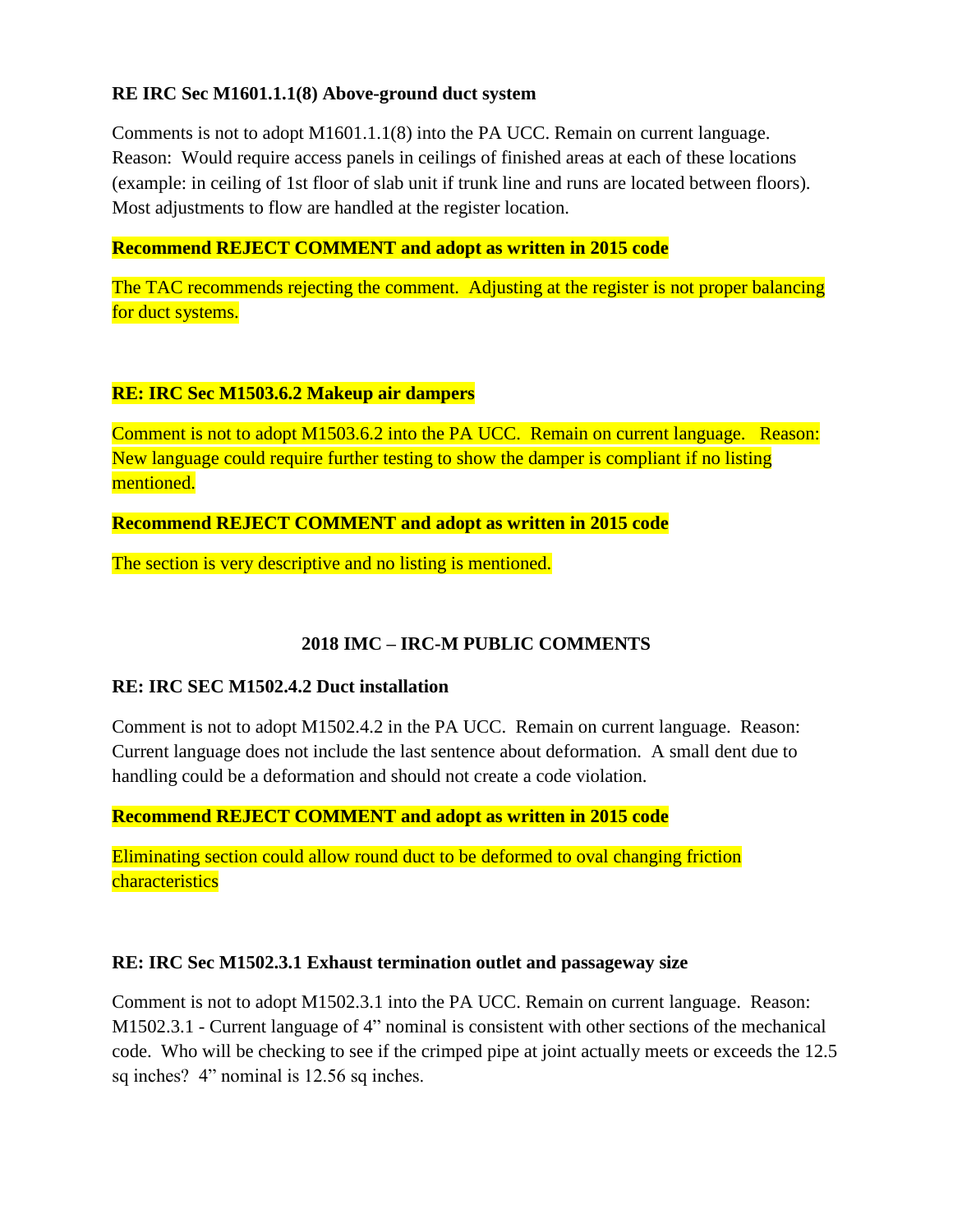**RE IRC Sec M1601.1.1(8) Above-ground duct system**

Comments is not to adopt M1601.1.1(8) into the PA UCC. Remain on current language. Reason: Would require access panels in ceilings of finished areas at each of these locations (example: in ceiling of 1st floor of slab unit if trunk line and runs are located between floors). Most adjustments to flow are handled at the register location.

**Recommend REJECT COMMENT and adopt as written in 2015 code**

The TAC recommends rejecting the comment. Adjusting at the register is not proper balancing for duct systems.

**RE: IRC Sec M1503.6.2 Makeup air dampers**

Comment is not to adopt M1503.6.2 into the PA UCC. Remain on current language. Reason: New language could require further testing to show the damper is compliant if no listing mentioned.

**Recommend REJECT COMMENT and adopt as written in 2015 code**

The section is very descriptive and no listing is mentioned.

## 2018 IMC – IRC-M PUBLIC COMMENTS

**RE: IRC SEC M1502.4.2 Duct installation**

Comment is not to adopt M1502.4.2 in the PA UCC. Remain on current language. Reason: Current language does not include the last sentence about deformation. A small dent due to handling could be a deformation and should not create a code violation.

**Recommend REJECT COMMENT and adopt as written in 2015 code**

Eliminating section could allow round duct to be deformed to oval changing friction characteristics

**RE: IRC Sec M1502.3.1 Exhaust termination outlet and passageway size**

Comment is not to adopt M1502.3.1 into the PA UCC. Remain on current language. Reason: M1502.3.1 - Current language of 4" nominal is consistent with other sections of the mechanical code. Who will be checking to see if the crimped pipe at joint actually meets or exceeds the 12.5 sq inches? 4" nominal is 12.56 sq inches.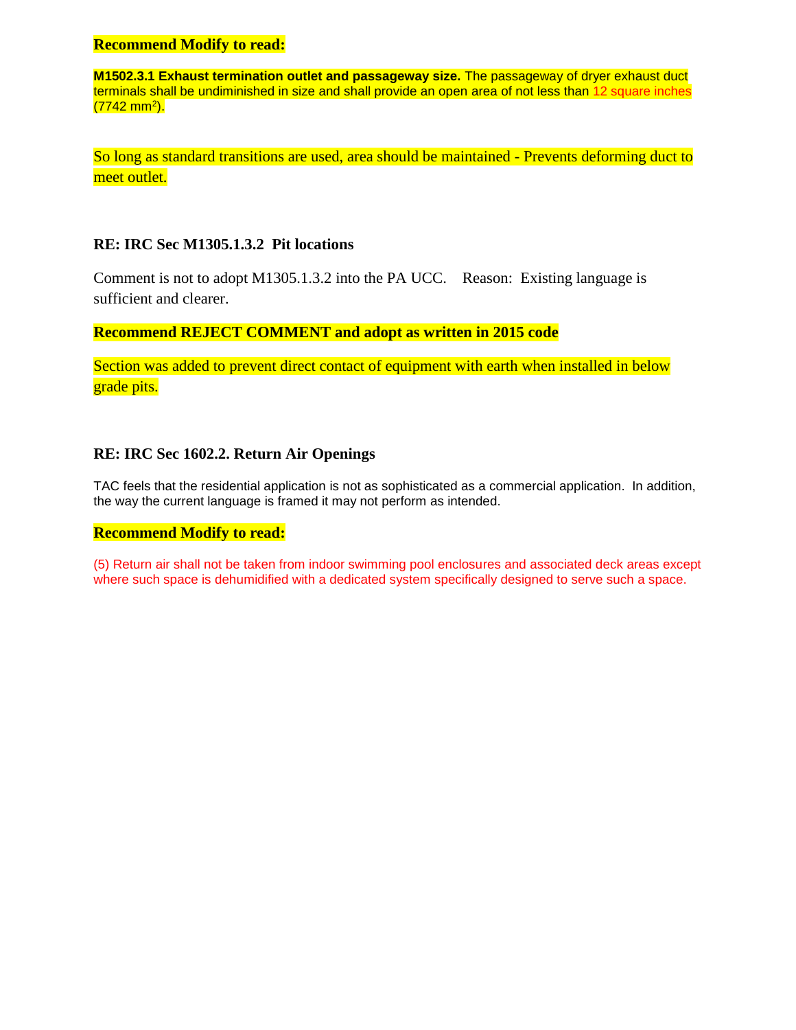**Recommend Modify to read:**

**M1502.3.1 Exhaust termination outlet and passageway size.** The passageway of dryer exhaust duct terminals shall be undiminished in size and shall provide an open area of not less than 12 square inches (7742 $mm^2$).

So long as standard transitions are used, area should be maintained - Prevents deforming duct to meet outlet.

### RE: IRC Sec M1305.1.3.2 Pit locations

Comment is not to adopt M1305.1.3.2 into the PA UCC. Reason: Existing language is sufficient and clearer.

**Recommend REJECT COMMENT and adopt as written in 2015 code**

Section was added to prevent direct contact of equipment with earth when installed in below grade pits.

### RE: IRC Sec 1602.2. Return Air Openings

TAC feels that the residential application is not as sophisticated as a commercial application. In addition, the way the current language is framed it may not perform as intended.

**Recommend Modify to read:**

(5) Return air shall not be taken from indoor swimming pool enclosures and associated deck areas except where such space is dehumidified with a dedicated system specifically designed to serve such a space.